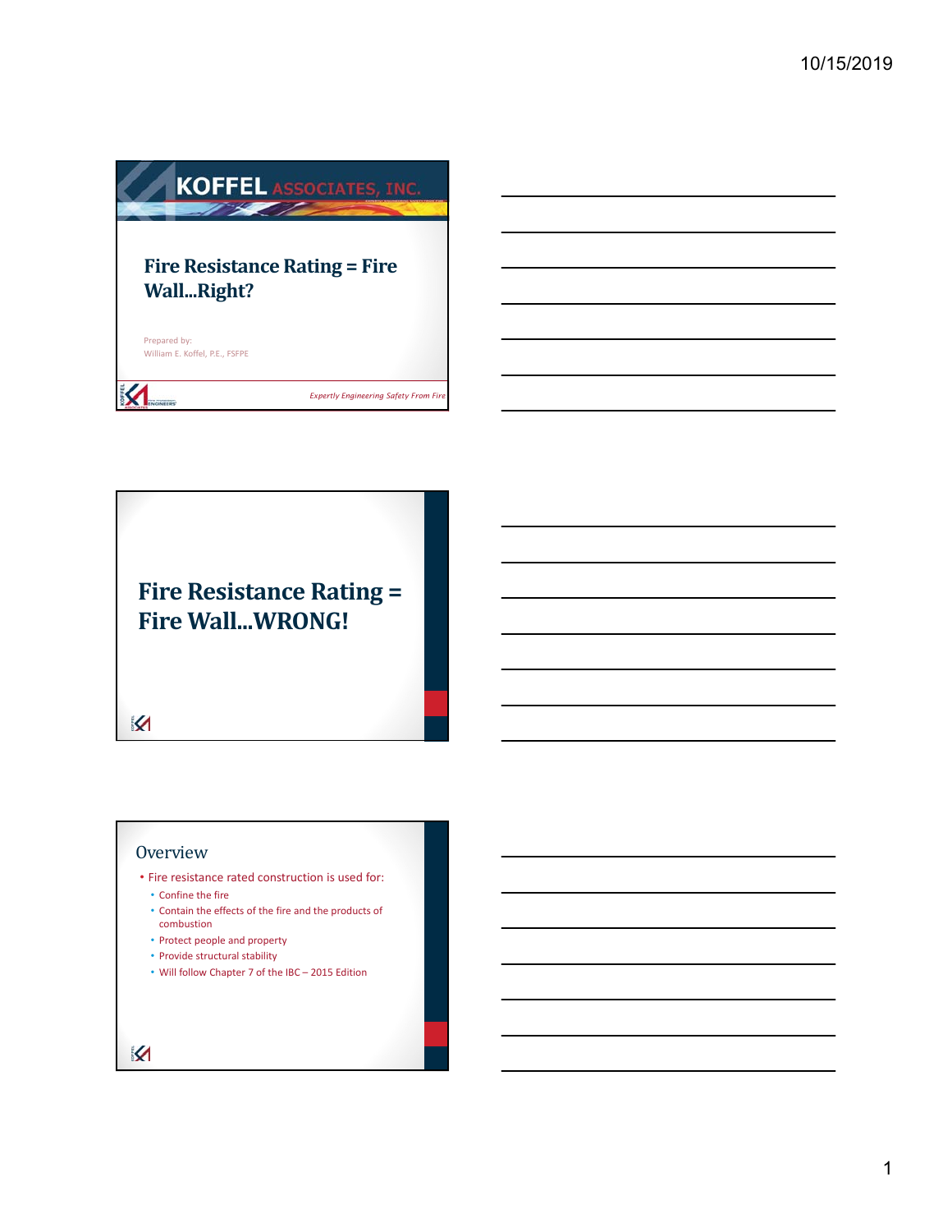# Fire Resistance Rating = Fire Wall...Right?

Prepared by:
William E. Koffel, P.E., FSFPE

*Expertly Engineering Safety From Fire*

# Fire Resistance Rating = Fire Wall...WRONG!

## Overview

- Fire resistance rated construction is used for:
  - Confine the fire
  - Contain the effects of the fire and the products of combustion
  - Protect people and property
  - Provide structural stability
  - Will follow Chapter 7 of the IBC – 2015 Edition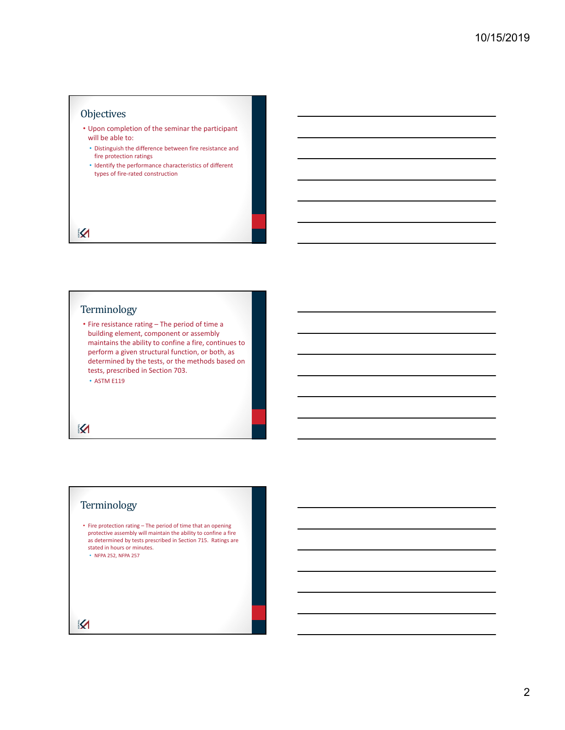## Objectives

- Upon completion of the seminar the participant will be able to:
  - Distinguish the difference between fire resistance and fire protection ratings
  - Identify the performance characteristics of different types of fire-rated construction

## Terminology

- Fire resistance rating – The period of time a building element, component or assembly maintains the ability to confine a fire, continues to perform a given structural function, or both, as determined by the tests, or the methods based on tests, prescribed in Section 703.
  - ASTM E119

## Terminology

- Fire protection rating – The period of time that an opening protective assembly will maintain the ability to confine a fire as determined by tests prescribed in Section 715. Ratings are stated in hours or minutes.
  - NFPA 252, NFPA 257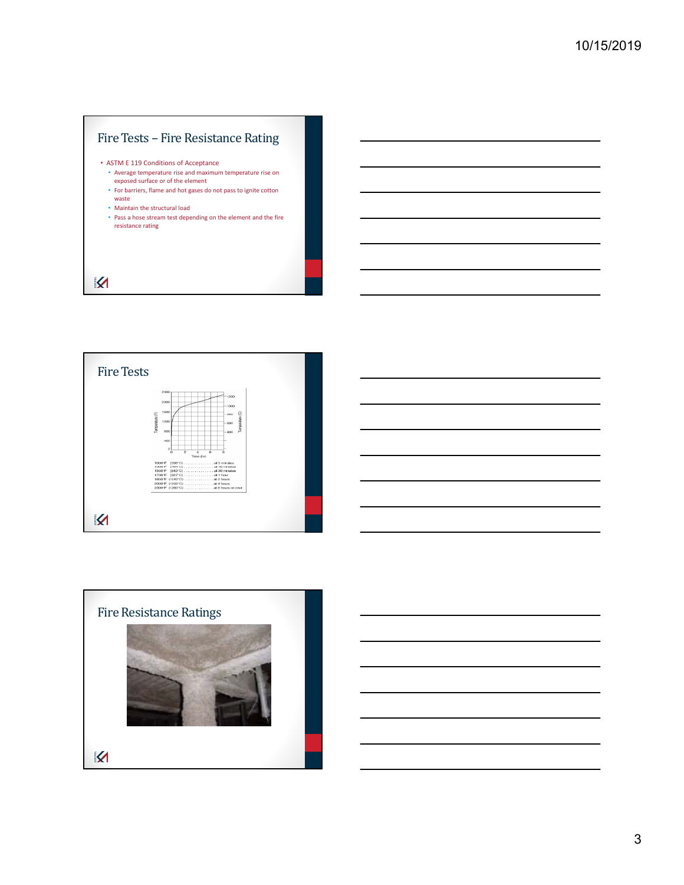## Fire Tests – Fire Resistance Rating

- ASTM E 119 Conditions of Acceptance
  - Average temperature rise and maximum temperature rise on exposed surface or of the element
  - For barriers, flame and hot gases do not pass to ignite cotton waste
  - Maintain the structural load
  - Pass a hose stream test depending on the element and the fire resistance rating

## Fire Tests

1000°F (538°C) ............... at 5 minutes
1300°F (704°C) ............... at 10 minutes
1550°F (843°C) ............... at 30 minutes
1700°F (927°C) ............... at 1 hour
1850°F (1010°C) ............... at 2 hours
2000°F (1093°C) ............... at 4 hours
2300°F (1260°C) ............... at 8 hours or over

## Fire Resistance Ratings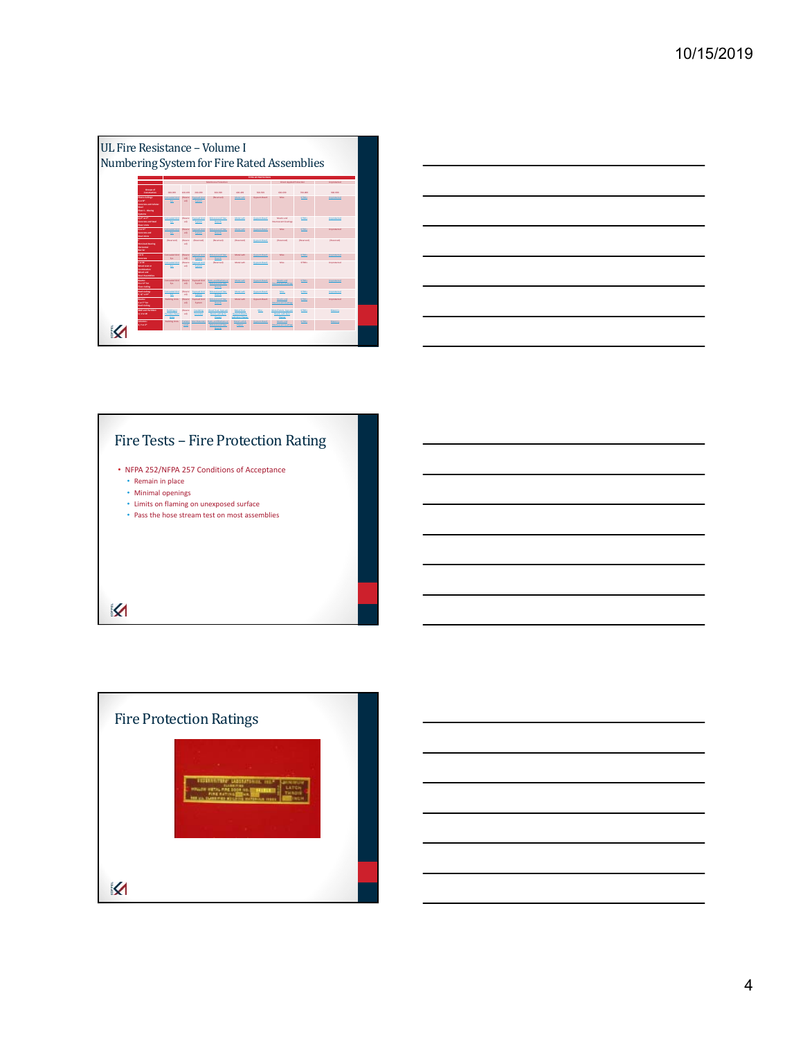## UL Fire Resistance – Volume I
## Numbering System for Fire Rated Assemblies

## Fire Tests – Fire Protection Rating

- NFPA 252/NFPA 257 Conditions of Acceptance
  - Remain in place
  - Minimal openings
  - Limits on flaming on unexposed surface
  - Pass the hose stream test on most assemblies

## Fire Protection Ratings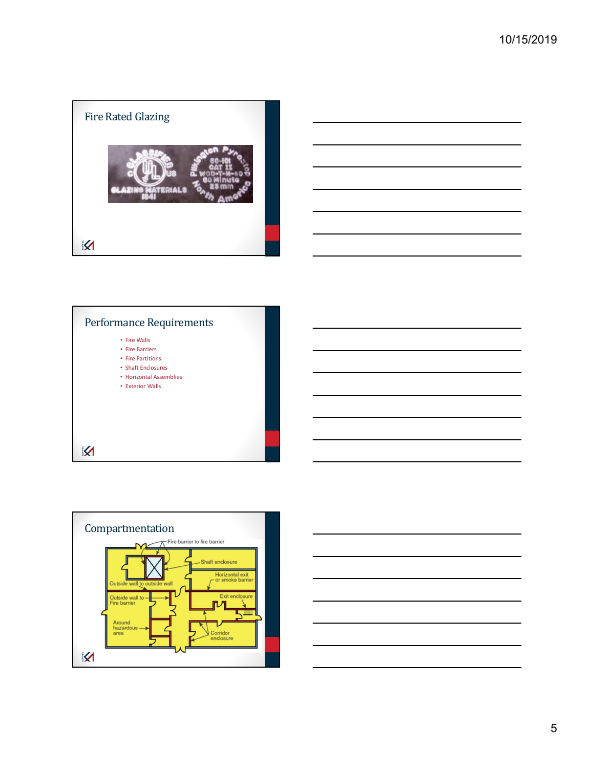## Fire Rated Glazing

## Performance Requirements

- Fire Walls
- Fire Barriers
- Fire Partitions
- Shaft Enclosures
- Horizontal Assemblies
- Exterior Walls

## Compartmentation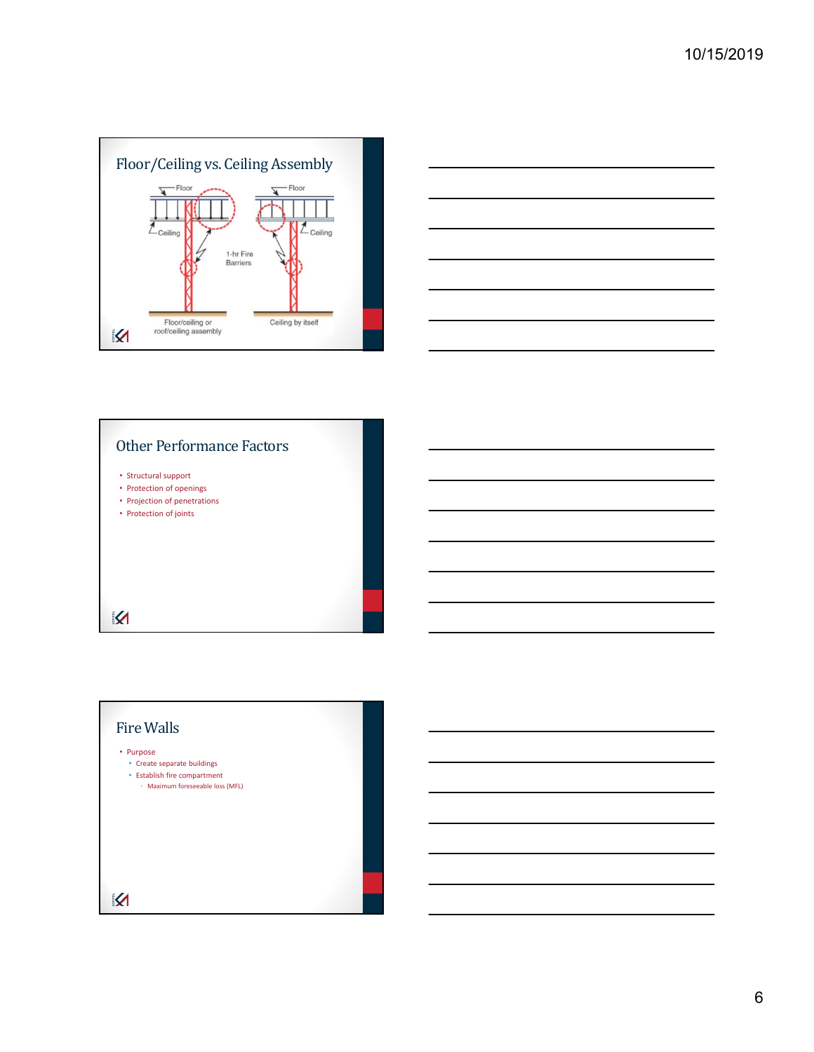## Floor/Ceiling vs. Ceiling Assembly

Floor

Ceiling

1-hr Fire Barriers

Floor

Ceiling

Floor/ceiling or roof/ceiling assembly

Ceiling by itself

## Other Performance Factors

- Structural support
- Protection of openings
- Projection of penetrations
- Protection of joints

## Fire Walls

- Purpose
  - Create separate buildings
  - Establish fire compartment
    - Maximum foreseeable loss (MFL)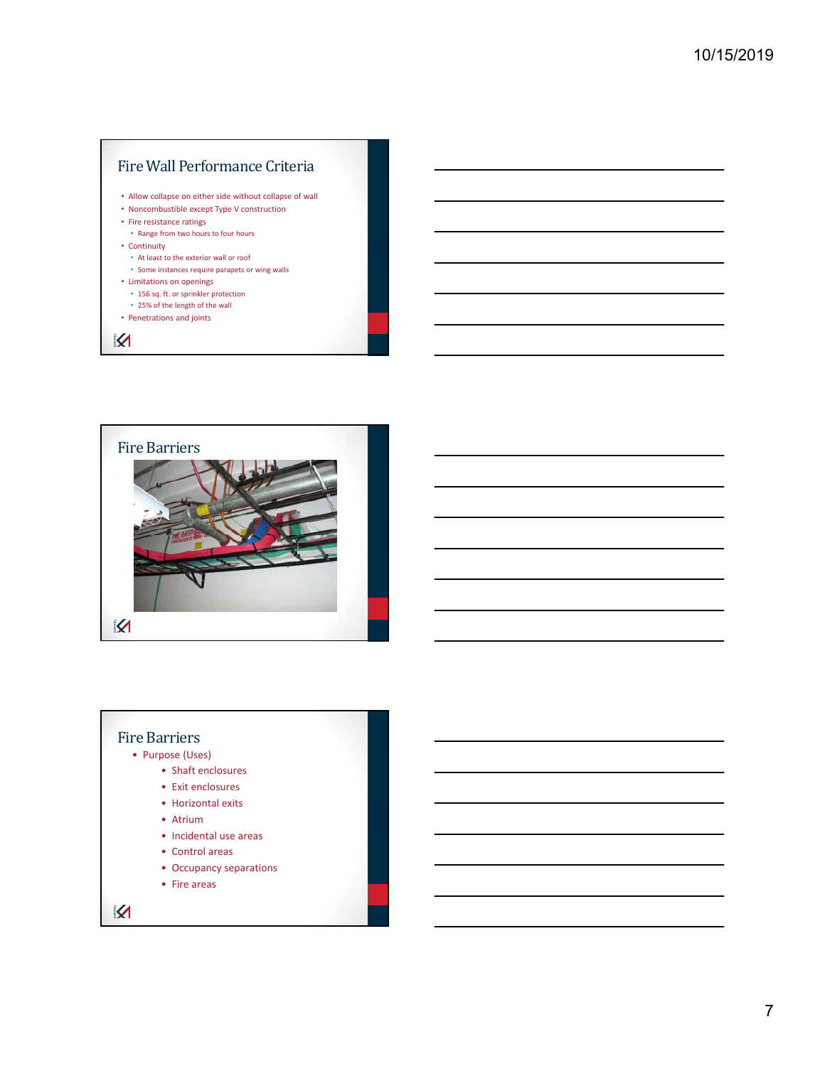## Fire Wall Performance Criteria

- Allow collapse on either side without collapse of wall
- Noncombustible except Type V construction
- Fire resistance ratings
  - Range from two hours to four hours
- Continuity
  - At least to the exterior wall or roof
  - Some instances require parapets or wing walls
- Limitations on openings
  - 156 sq. ft. or sprinkler protection
  - 25% of the length of the wall
- Penetrations and joints

## Fire Barriers

## Fire Barriers

- Purpose (Uses)
  - Shaft enclosures
  - Exit enclosures
  - Horizontal exits
  - Atrium
  - Incidental use areas
  - Control areas
  - Occupancy separations
  - Fire areas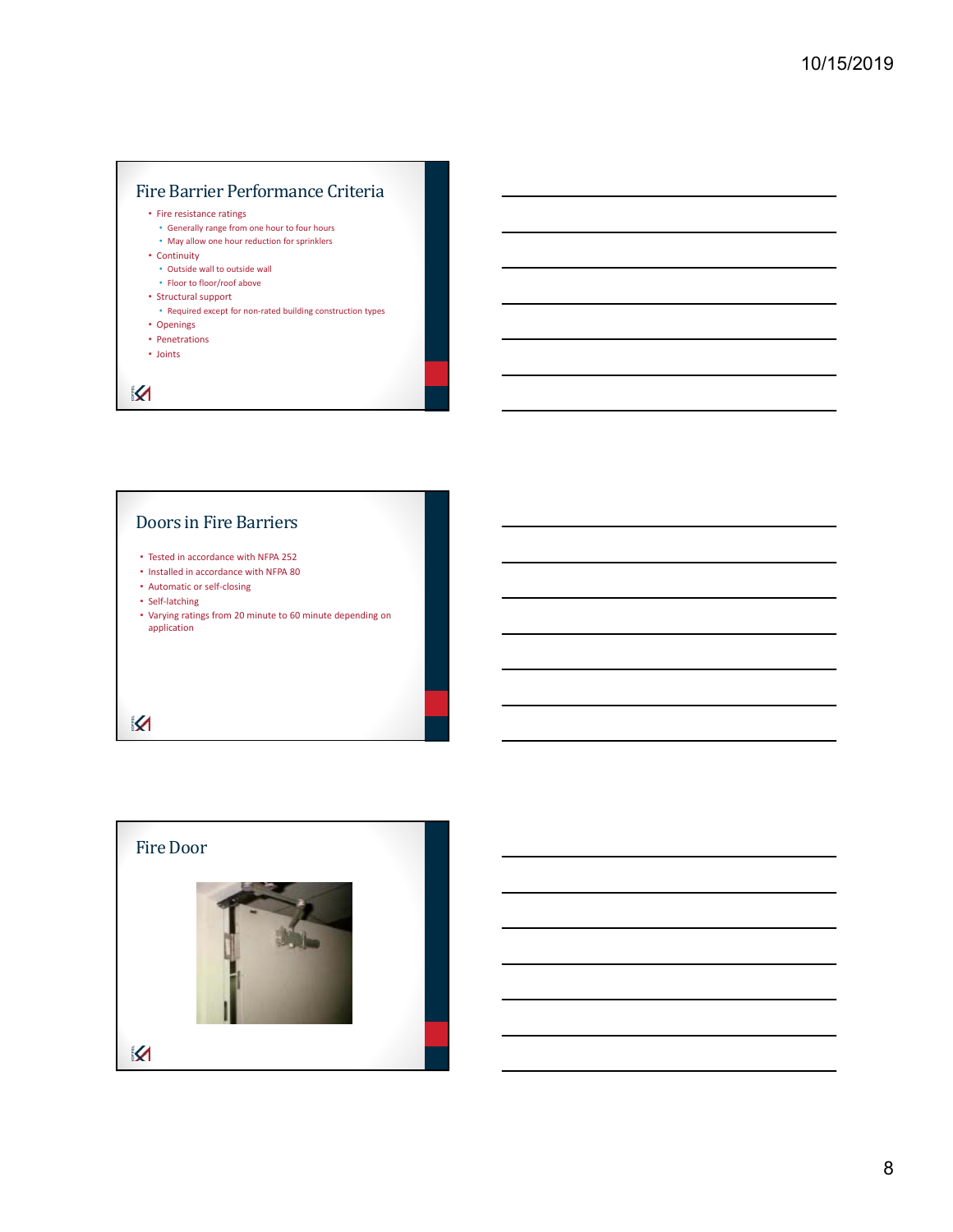## Fire Barrier Performance Criteria

- Fire resistance ratings
  - Generally range from one hour to four hours
  - May allow one hour reduction for sprinklers
- Continuity
  - Outside wall to outside wall
  - Floor to floor/roof above
- Structural support
  - Required except for non-rated building construction types
- Openings
- Penetrations
- Joints

## Doors in Fire Barriers

- Tested in accordance with NFPA 252
- Installed in accordance with NFPA 80
- Automatic or self-closing
- Self-latching
- Varying ratings from 20 minute to 60 minute depending on application

## Fire Door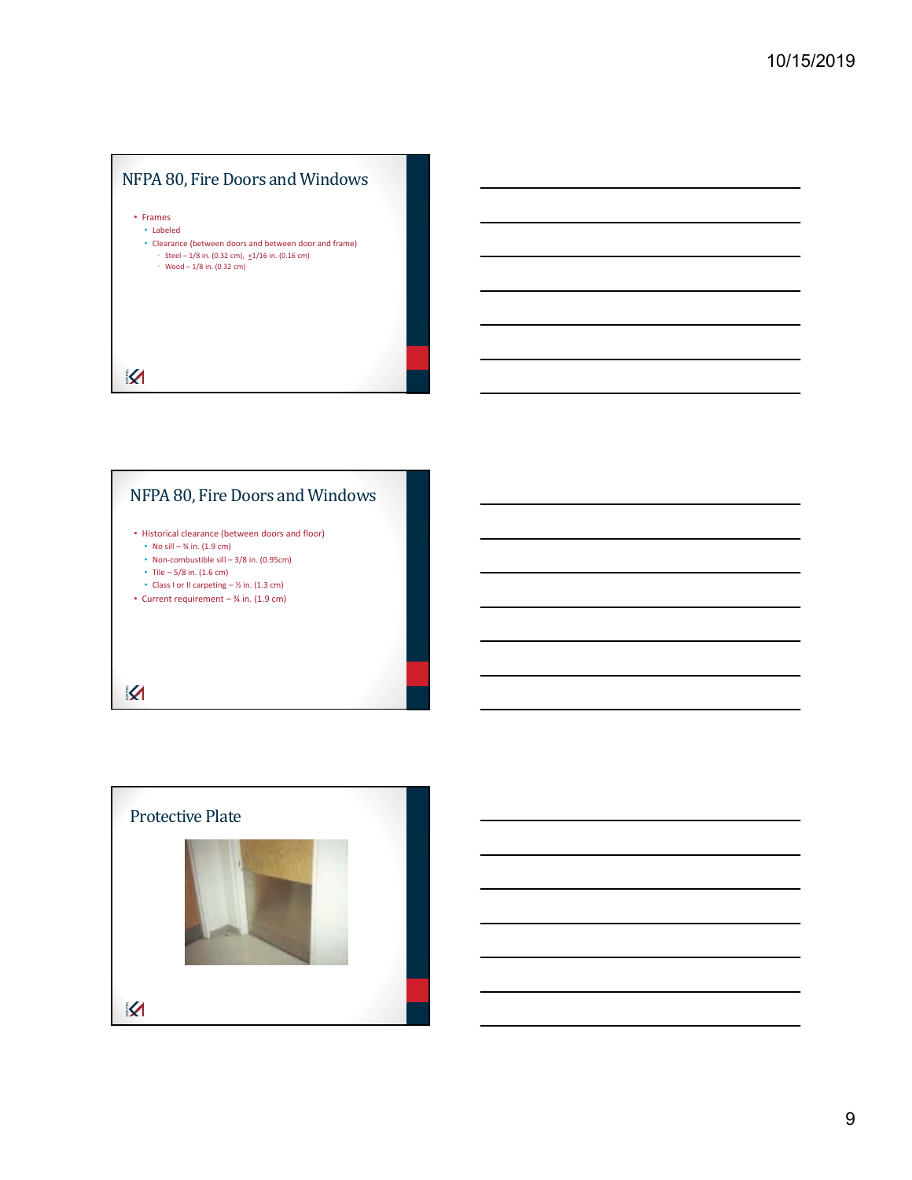## NFPA 80, Fire Doors and Windows

- Frames
  - Labeled
  - Clearance (between doors and between door and frame)
    - Steel – 1/8 in. (0.32 cm), ±1/16 in. (0.16 cm)
    - Wood – 1/8 in. (0.32 cm)

## NFPA 80, Fire Doors and Windows

- Historical clearance (between doors and floor)
  - No sill – ¾ in. (1.9 cm)
  - Non-combustible sill – 3/8 in. (0.95cm)
  - Tile – 5/8 in. (1.6 cm)
  - Class I or II carpeting – ½ in. (1.3 cm)
- Current requirement – ¾ in. (1.9 cm)

## Protective Plate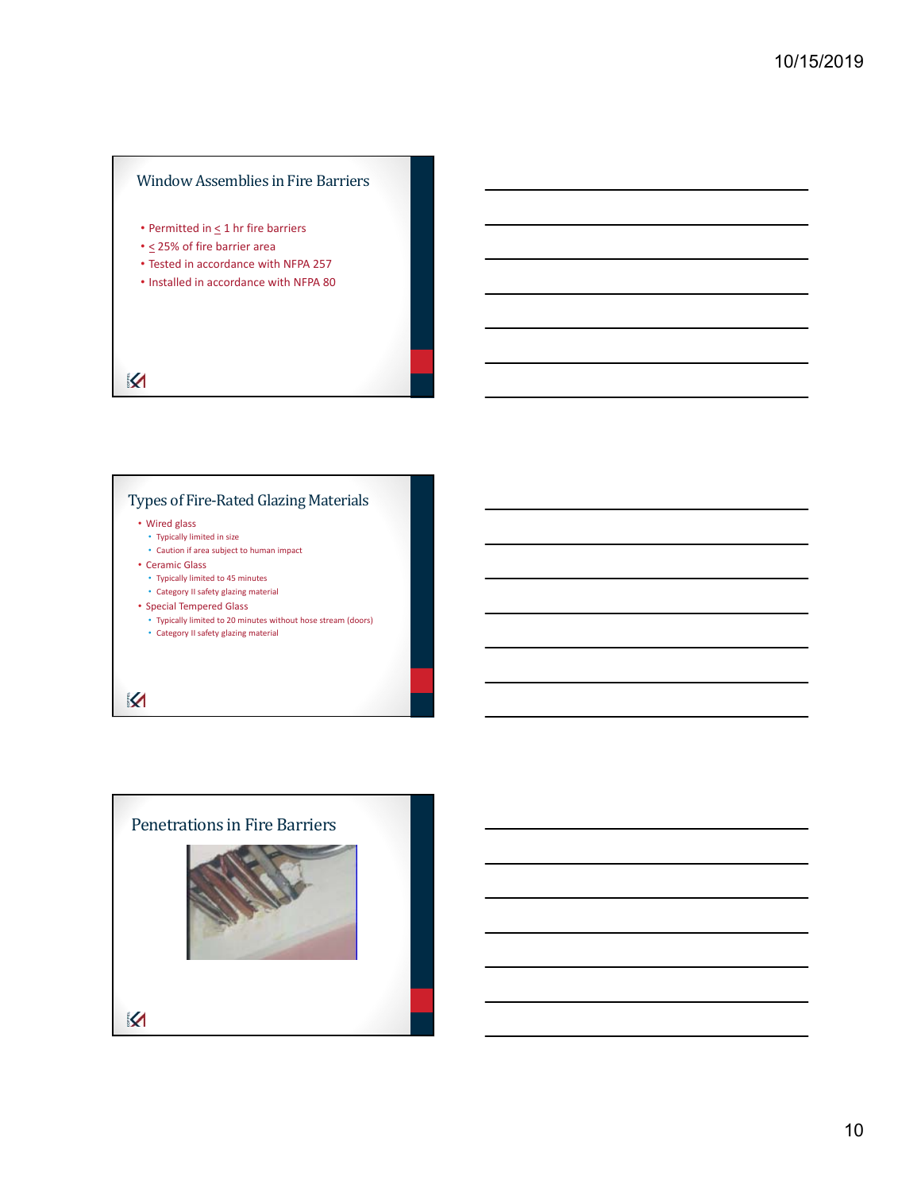## Window Assemblies in Fire Barriers

- Permitted in ≤ 1 hr fire barriers
- ≤ 25% of fire barrier area
- Tested in accordance with NFPA 257
- Installed in accordance with NFPA 80

## Types of Fire-Rated Glazing Materials

- Wired glass
  - Typically limited in size
  - Caution if area subject to human impact
- Ceramic Glass
  - Typically limited to 45 minutes
  - Category II safety glazing material
- Special Tempered Glass
  - Typically limited to 20 minutes without hose stream (doors)
  - Category II safety glazing material

## Penetrations in Fire Barriers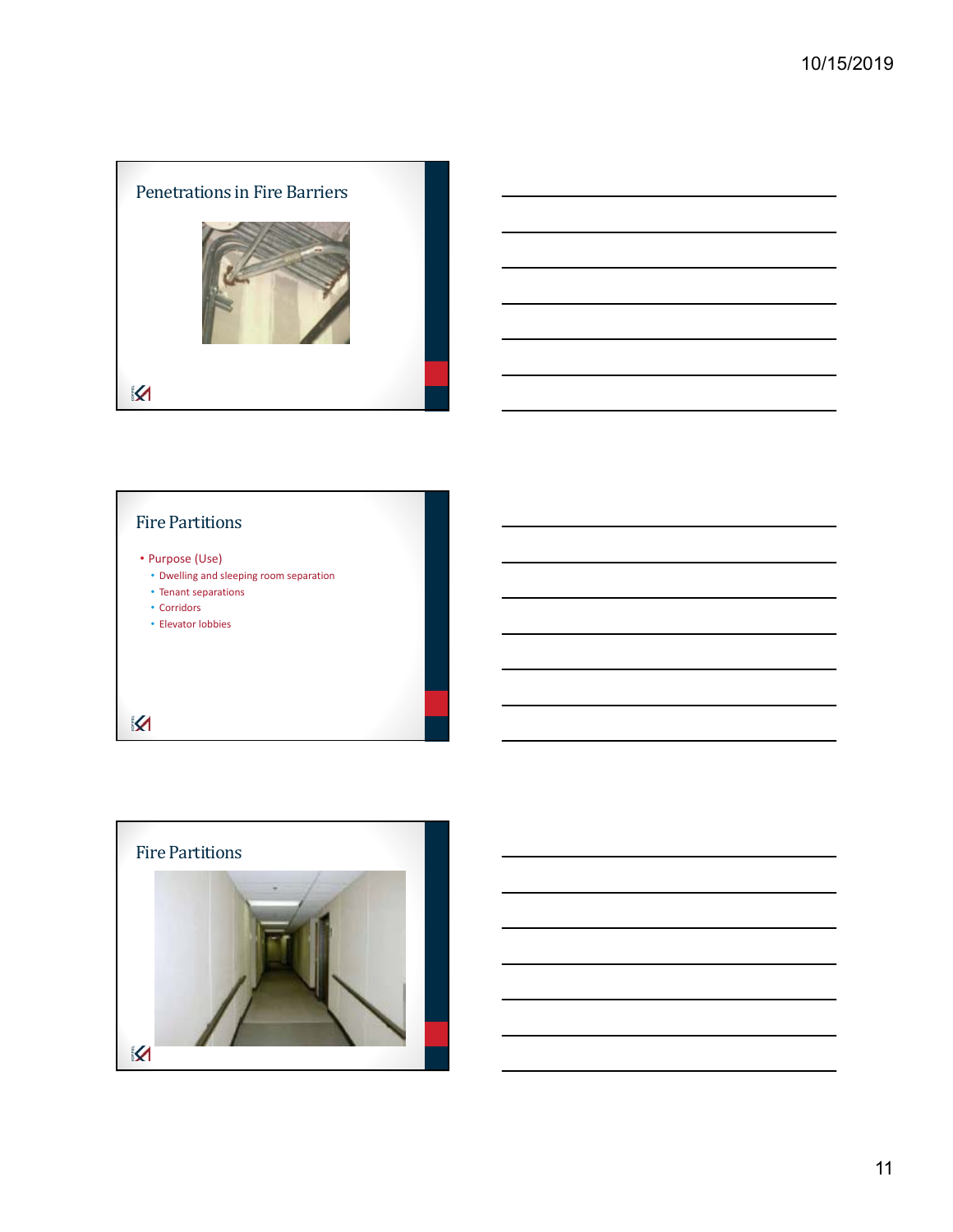## Penetrations in Fire Barriers

## Fire Partitions

- Purpose (Use)
  - Dwelling and sleeping room separation
  - Tenant separations
  - Corridors
  - Elevator lobbies

## Fire Partitions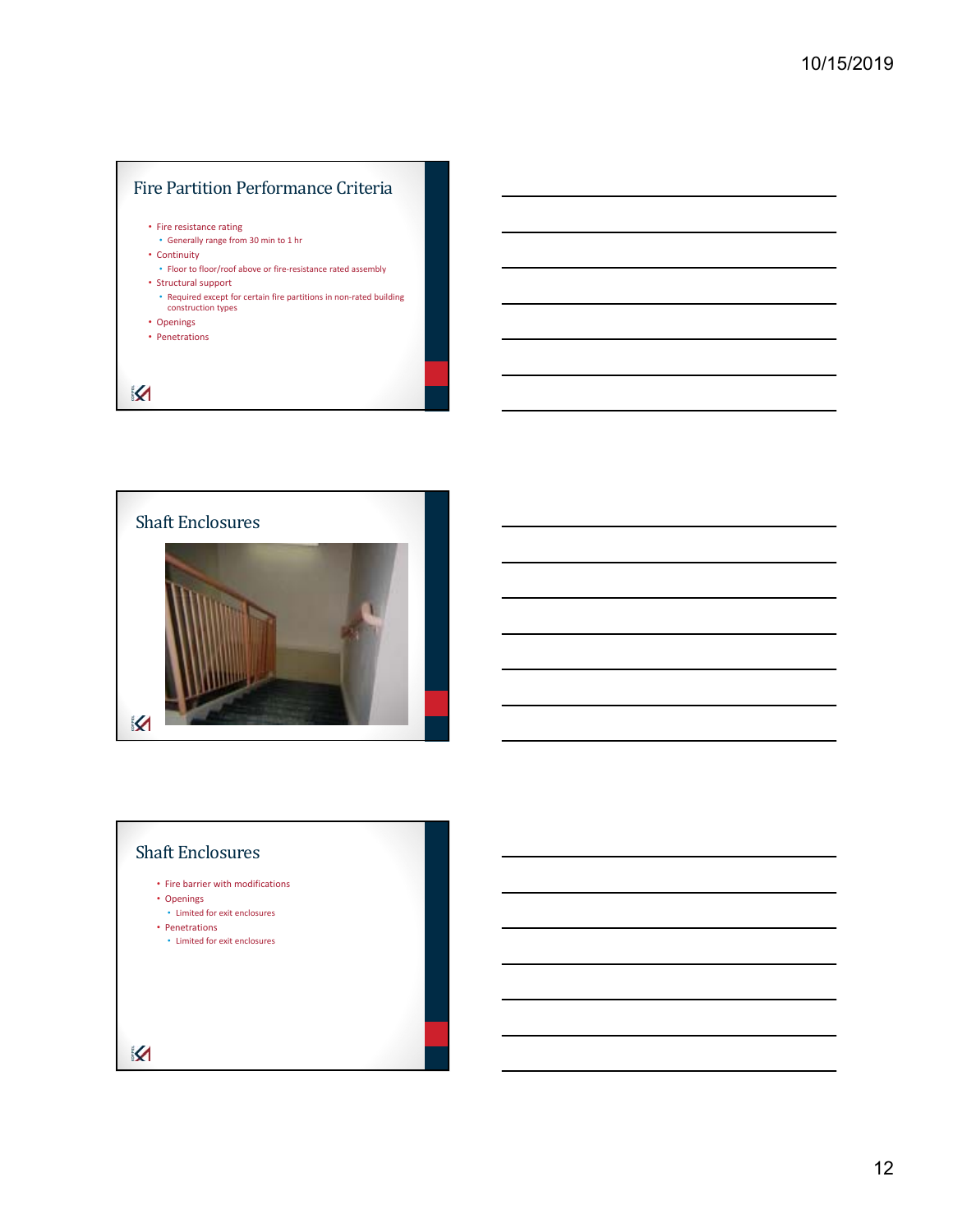## Fire Partition Performance Criteria

- Fire resistance rating
  - Generally range from 30 min to 1 hr
- Continuity
  - Floor to floor/roof above or fire-resistance rated assembly
- Structural support
  - Required except for certain fire partitions in non-rated building construction types
- Openings
- Penetrations

## Shaft Enclosures

## Shaft Enclosures

- Fire barrier with modifications
- Openings
  - Limited for exit enclosures
- Penetrations
  - Limited for exit enclosures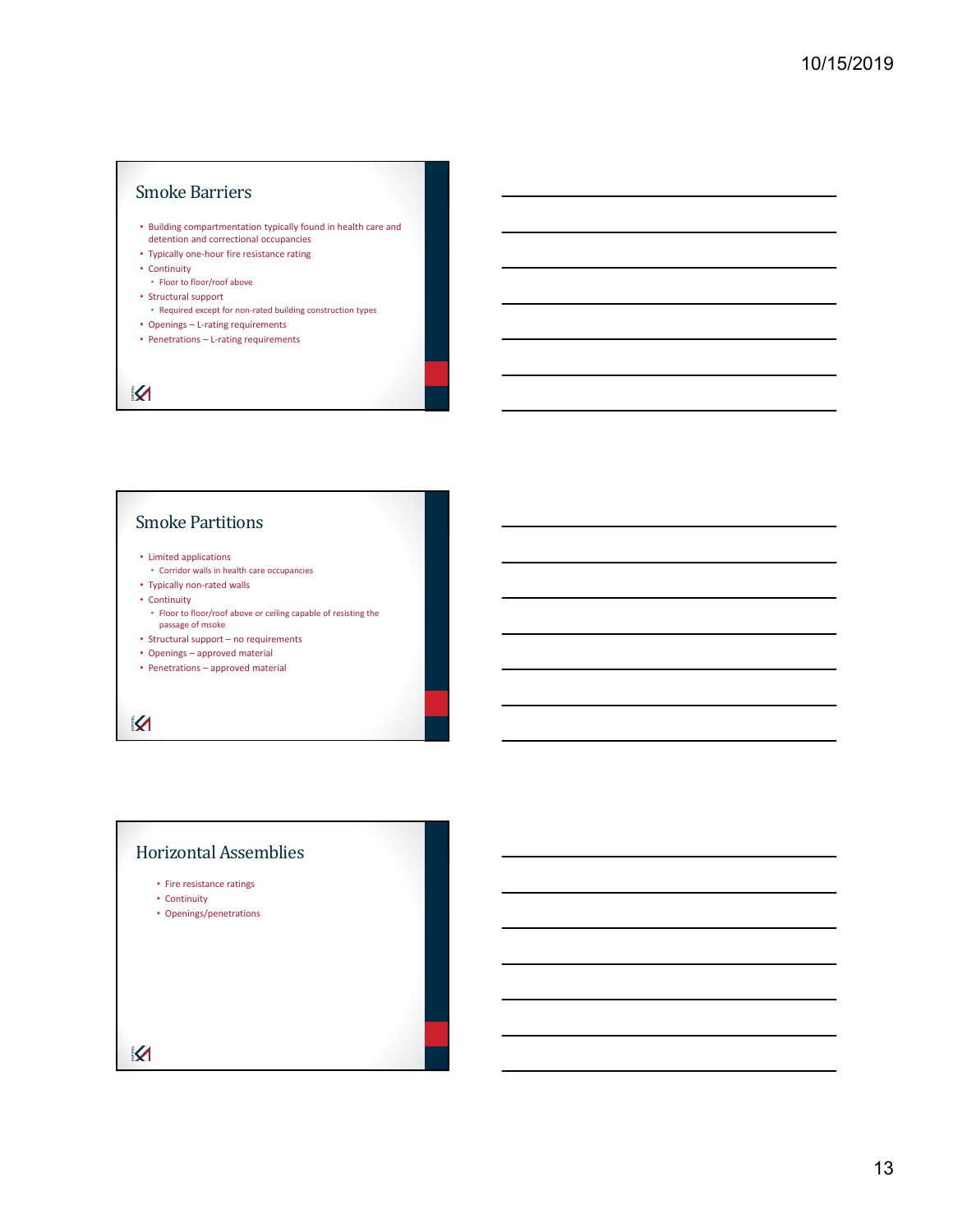## Smoke Barriers

- Building compartmentation typically found in health care and detention and correctional occupancies
- Typically one-hour fire resistance rating
- Continuity
  - Floor to floor/roof above
- Structural support
  - Required except for non-rated building construction types
- Openings – L-rating requirements
- Penetrations – L-rating requirements

## Smoke Partitions

- Limited applications
  - Corridor walls in health care occupancies
- Typically non-rated walls
- Continuity
  - Floor to floor/roof above or ceiling capable of resisting the passage of msoke
- Structural support – no requirements
- Openings – approved material
- Penetrations – approved material

## Horizontal Assemblies

- Fire resistance ratings
- Continuity
- Openings/penetrations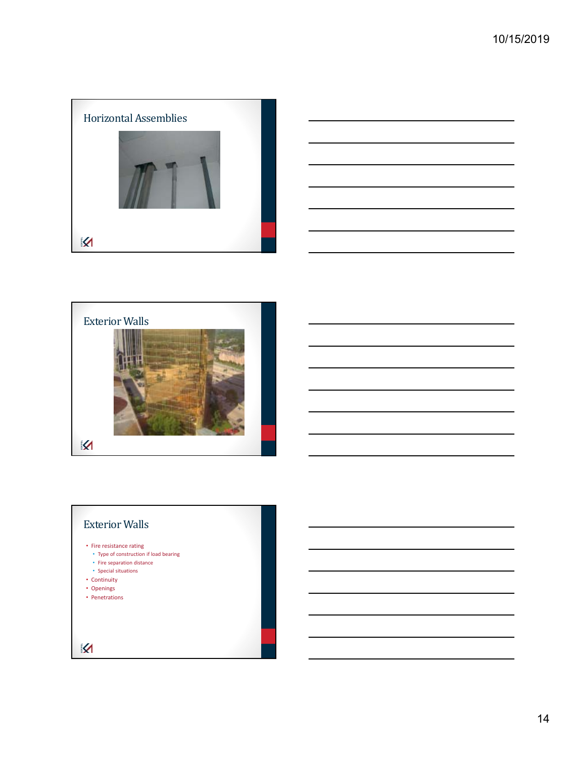## Horizontal Assemblies

## Exterior Walls

## Exterior Walls

- Fire resistance rating
  - Type of construction if load bearing
  - Fire separation distance
  - Special situations
- Continuity
- Openings
- Penetrations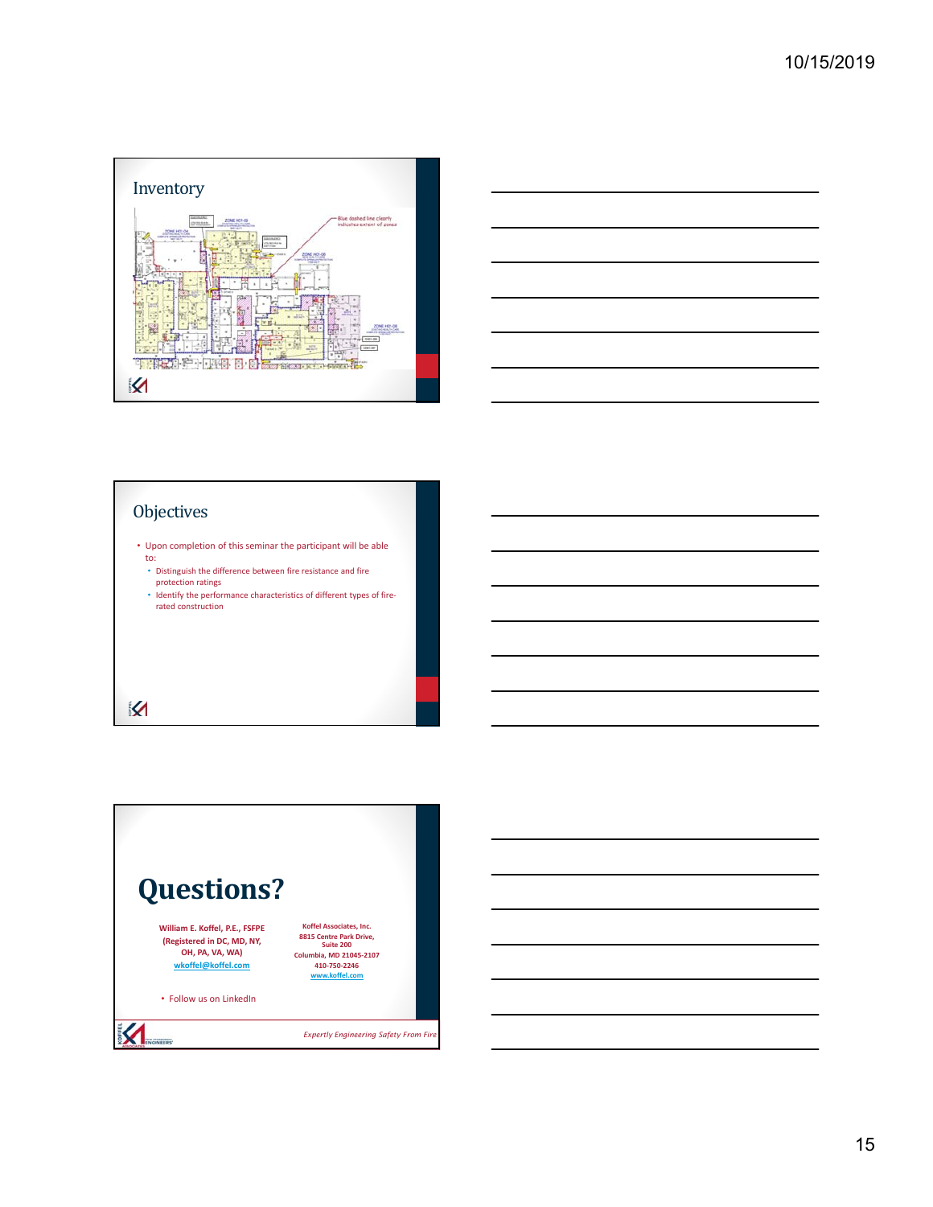## Inventory

Blue dashed line clearly indicates extent of zones

ZONE H01-04

ZONE H01-03

ZONE H01-08

ZONE H02-08

## Objectives

- Upon completion of this seminar the participant will be able to:
  - Distinguish the difference between fire resistance and fire protection ratings
  - Identify the performance characteristics of different types of fire-rated construction

# Questions?

**William E. Koffel, P.E., FSFPE**
**(Registered in DC, MD, NY, OH, PA, VA, WA)**
**wkoffel@koffel.com**

**Koffel Associates, Inc.**
**8815 Centre Park Drive, Suite 200**
**Columbia, MD 21045-2107**
**410-750-2246**
**www.koffel.com**

- Follow us on LinkedIn

*Expertly Engineering Safety From Fire*